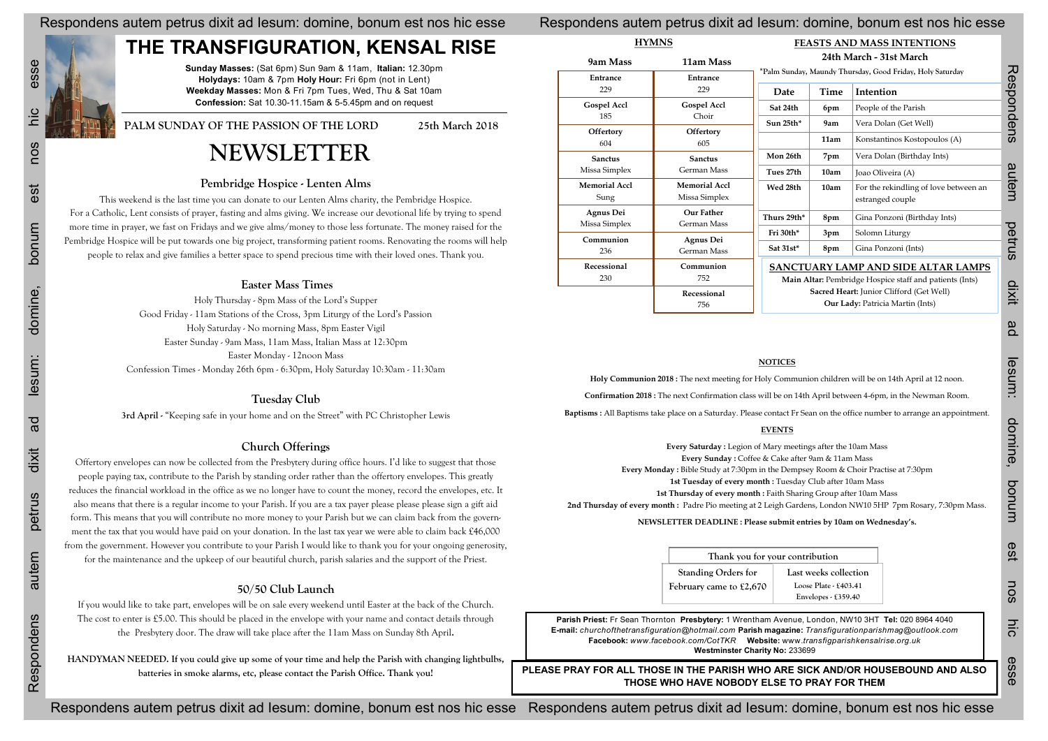# THE TRANSFIGURATION, KENSAL RISE

**Sunday Masses:** (Sat 6pm) Sun 9am & 11am, **Italian:** 12.30pm
**Holydays:** 10am & 7pm **Holy Hour:** Fri 6pm (not in Lent)
**Weekday Masses:** Mon & Fri 7pm Tues, Wed, Thu & Sat 10am
**Confession:** Sat 10.30-11.15am & 5-5.45pm and on request

**PALM SUNDAY OF THE PASSION OF THE LORD** **25th March 2018**

# NEWSLETTER

### Pembridge Hospice - Lenten Alms

This weekend is the last time you can donate to our Lenten Alms charity, the Pembridge Hospice. For a Catholic, Lent consists of prayer, fasting and alms giving. We increase our devotional life by trying to spend more time in prayer, we fast on Fridays and we give alms/money to those less fortunate. The money raised for the Pembridge Hospice will be put towards one big project, transforming patient rooms. Renovating the rooms will help people to relax and give families a better space to spend precious time with their loved ones. Thank you.

### Easter Mass Times

Holy Thursday - 8pm Mass of the Lord's Supper
Good Friday - 11am Stations of the Cross, 3pm Liturgy of the Lord's Passion
Holy Saturday - No morning Mass, 8pm Easter Vigil
Easter Sunday - 9am Mass, 11am Mass, Italian Mass at 12:30pm
Easter Monday - 12noon Mass
Confession Times - Monday 26th 6pm - 6:30pm, Holy Saturday 10:30am - 11:30am

### Tuesday Club

**3rd April** - "Keeping safe in your home and on the Street" with PC Christopher Lewis

### Church Offerings

Offertory envelopes can now be collected from the Presbytery during office hours. I'd like to suggest that those people paying tax, contribute to the Parish by standing order rather than the offertory envelopes. This greatly reduces the financial workload in the office as we no longer have to count the money, record the envelopes, etc. It also means that there is a regular income to your Parish. If you are a tax payer please please please sign a gift aid form. This means that you will contribute no more money to your Parish but we can claim back from the government the tax that you would have paid on your donation. In the last tax year we were able to claim back £46,000 from the government. However you contribute to your Parish I would like to thank you for your ongoing generosity, for the maintenance and the upkeep of our beautiful church, parish salaries and the support of the Priest.

### 50/50 Club Launch

If you would like to take part, envelopes will be on sale every weekend until Easter at the back of the Church. The cost to enter is £5.00. This should be placed in the envelope with your name and contact details through the Presbytery door. The draw will take place after the 11am Mass on Sunday 8th April**.**

**HANDYMAN NEEDED. If you could give up some of your time and help the Parish with changing lightbulbs, batteries in smoke alarms, etc, please contact the Parish Office. Thank you!**

### HYMNS

| 9am Mass | 11am Mass |
|---|---|
| **Entrance** 229 | **Entrance** 229 |
| **Gospel Accl** 185 | **Gospel Accl** Choir |
| **Offertory** 604 | **Offertory** 605 |
| **Sanctus** Missa Simplex | **Sanctus** German Mass |
| **Memorial Accl** Sung | **Memorial Accl** Missa Simplex |
| **Agnus Dei** Missa Simplex | **Our Father** German Mass |
| **Communion** 236 | **Agnus Dei** German Mass |
| **Recessional** 230 | **Communion** 752 |
| | **Recessional** 756 |

### FEASTS AND MASS INTENTIONS

**24th March - 31st March**

*Palm Sunday, Maundy Thursday, Good Friday, Holy Saturday

| Date | Time | Intention |
|---|---|---|
| Sat 24th | 6pm | People of the Parish |
| Sun 25th* | 9am | Vera Dolan (Get Well) |
| | 11am | Konstantinos Kostopoulos (A) |
| Mon 26th | 7pm | Vera Dolan (Birthday Ints) |
| Tues 27th | 10am | Joao Oliveira (A) |
| Wed 28th | 10am | For the rekindling of love between an estranged couple |
| Thurs 29th* | 8pm | Gina Ponzoni (Birthday Ints) |
| Fri 30th* | 3pm | Solomn Liturgy |
| Sat 31st* | 8pm | Gina Ponzoni (Ints) |

### SANCTUARY LAMP AND SIDE ALTAR LAMPS

**Main Altar:** Pembridge Hospice staff and patients (Ints)
**Sacred Heart:** Junior Clifford (Get Well)
**Our Lady:** Patricia Martin (Ints)

### NOTICES

**Holy Communion 2018 :** The next meeting for Holy Communion children will be on 14th April at 12 noon.

**Confirmation 2018 :** The next Confirmation class will be on 14th April between 4-6pm, in the Newman Room.

**Baptisms :** All Baptisms take place on a Saturday. Please contact Fr Sean on the office number to arrange an appointment.

### EVENTS

**Every Saturday :** Legion of Mary meetings after the 10am Mass
**Every Sunday :** Coffee & Cake after 9am & 11am Mass
**Every Monday :** Bible Study at 7:30pm in the Dempsey Room & Choir Practise at 7:30pm
**1st Tuesday of every month :** Tuesday Club after 10am Mass
**1st Thursday of every month :** Faith Sharing Group after 10am Mass
**2nd Thursday of every month :** Padre Pio meeting at 2 Leigh Gardens, London NW10 5HP 7pm Rosary, 7:30pm Mass.

**NEWSLETTER DEADLINE : Please submit entries by 10am on Wednesday's.**

| Thank you for your contribution | |
|---|---|
| Standing Orders for February came to £2,670 | Last weeks collection<br>Loose Plate - £403.41<br>Envelopes - £359.40 |

**Parish Priest:** Fr Sean Thornton **Presbytery:** 1 Wrentham Avenue, London, NW10 3HT **Tel:** 020 8964 4040
**E-mail:** *churchofthetransfiguration@hotmail.com* **Parish magazine:** *Transfigurationparishmag@outlook.com*
**Facebook:** *www.facebook.com/CotTKR* **Website:** *www.transfigparishkensalrise.org.uk*
**Westminster Charity No:** 233699

**PLEASE PRAY FOR ALL THOSE IN THE PARISH WHO ARE SICK AND/OR HOUSEBOUND AND ALSO THOSE WHO HAVE NOBODY ELSE TO PRAY FOR THEM**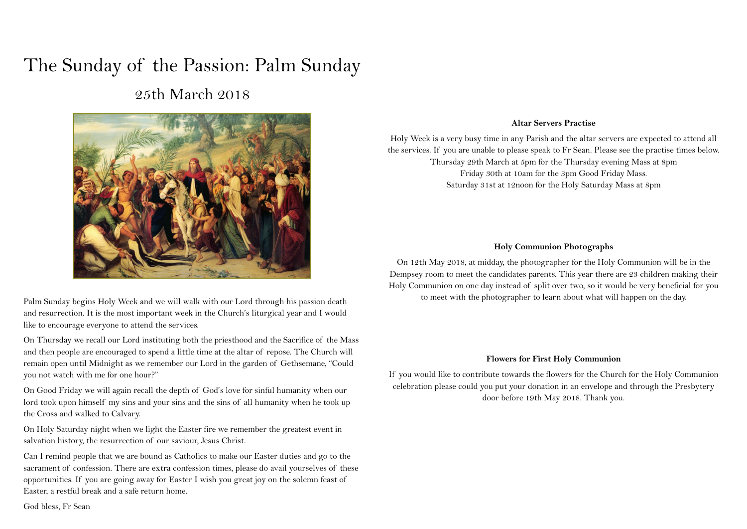# The Sunday of the Passion: Palm Sunday

## 25th March 2018

Palm Sunday begins Holy Week and we will walk with our Lord through his passion death and resurrection. It is the most important week in the Church's liturgical year and I would like to encourage everyone to attend the services.

On Thursday we recall our Lord instituting both the priesthood and the Sacrifice of the Mass and then people are encouraged to spend a little time at the altar of repose. The Church will remain open until Midnight as we remember our Lord in the garden of Gethsemane, "Could you not watch with me for one hour?"

On Good Friday we will again recall the depth of God's love for sinful humanity when our lord took upon himself my sins and your sins and the sins of all humanity when he took up the Cross and walked to Calvary.

On Holy Saturday night when we light the Easter fire we remember the greatest event in salvation history, the resurrection of our saviour, Jesus Christ.

Can I remind people that we are bound as Catholics to make our Easter duties and go to the sacrament of confession. There are extra confession times, please do avail yourselves of these opportunities. If you are going away for Easter I wish you great joy on the solemn feast of Easter, a restful break and a safe return home.

God bless, Fr Sean

**Altar Servers Practise**

Holy Week is a very busy time in any Parish and the altar servers are expected to attend all the services. If you are unable to please speak to Fr Sean. Please see the practise times below.

Thursday 29th March at 5pm for the Thursday evening Mass at 8pm

Friday 30th at 10am for the 3pm Good Friday Mass.

Saturday 31st at 12noon for the Holy Saturday Mass at 8pm

**Holy Communion Photographs**

On 12th May 2018, at midday, the photographer for the Holy Communion will be in the Dempsey room to meet the candidates parents. This year there are 23 children making their Holy Communion on one day instead of split over two, so it would be very beneficial for you to meet with the photographer to learn about what will happen on the day.

**Flowers for First Holy Communion**

If you would like to contribute towards the flowers for the Church for the Holy Communion celebration please could you put your donation in an envelope and through the Presbytery door before 19th May 2018. Thank you.